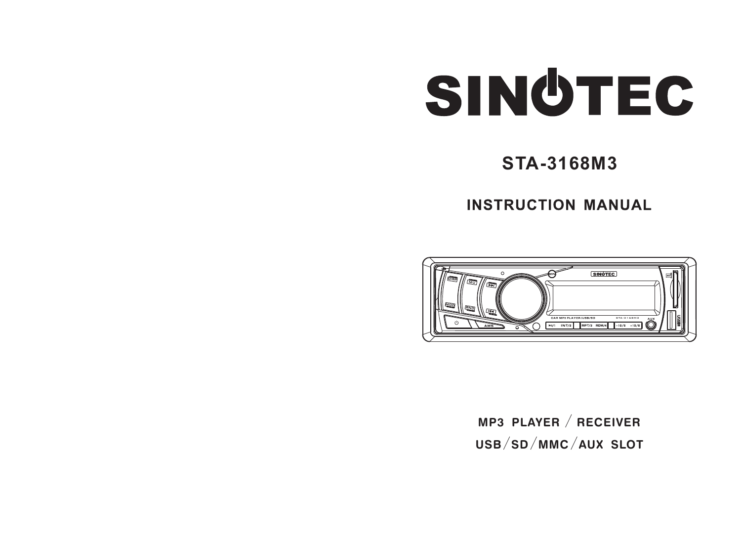# SINOTEC

## STA-3168M3

## INSTRUCTION MANUAL

**MP3 PLAYER / RECEIVER**

**USB / SD / MMC / AUX SLOT**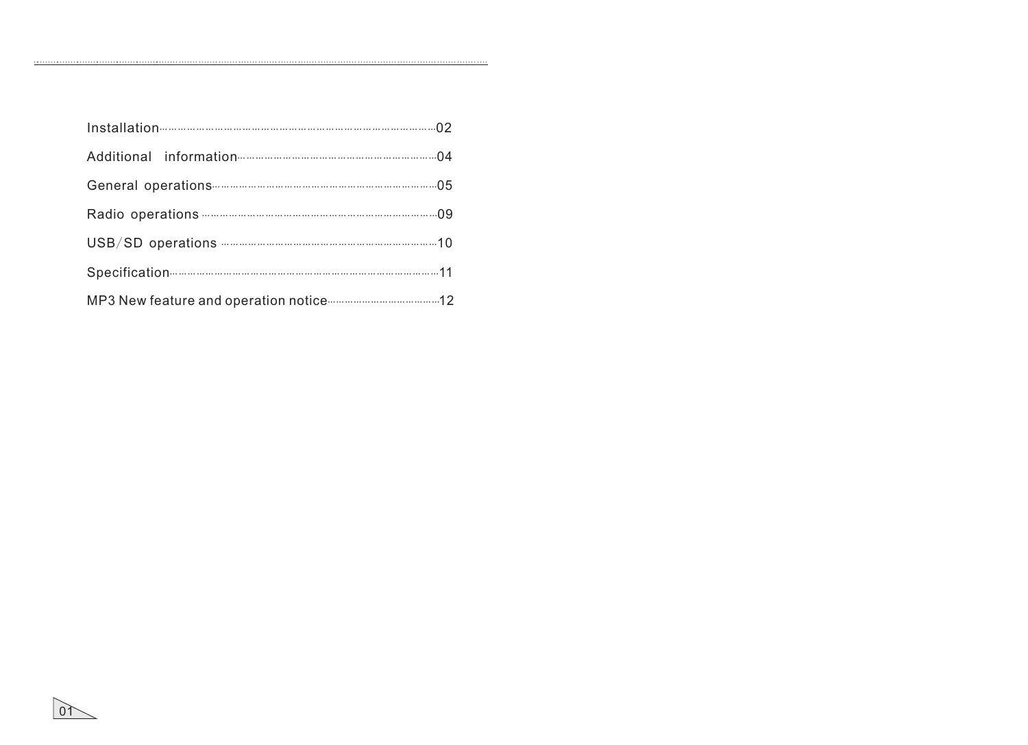| | |
|---|---|
| Installation | 02 |
| Additional information | 04 |
| General operations | 05 |
| Radio operations | 09 |
| USB/SD operations | 10 |
| Specification | 11 |
| MP3 New feature and operation notice | 12 |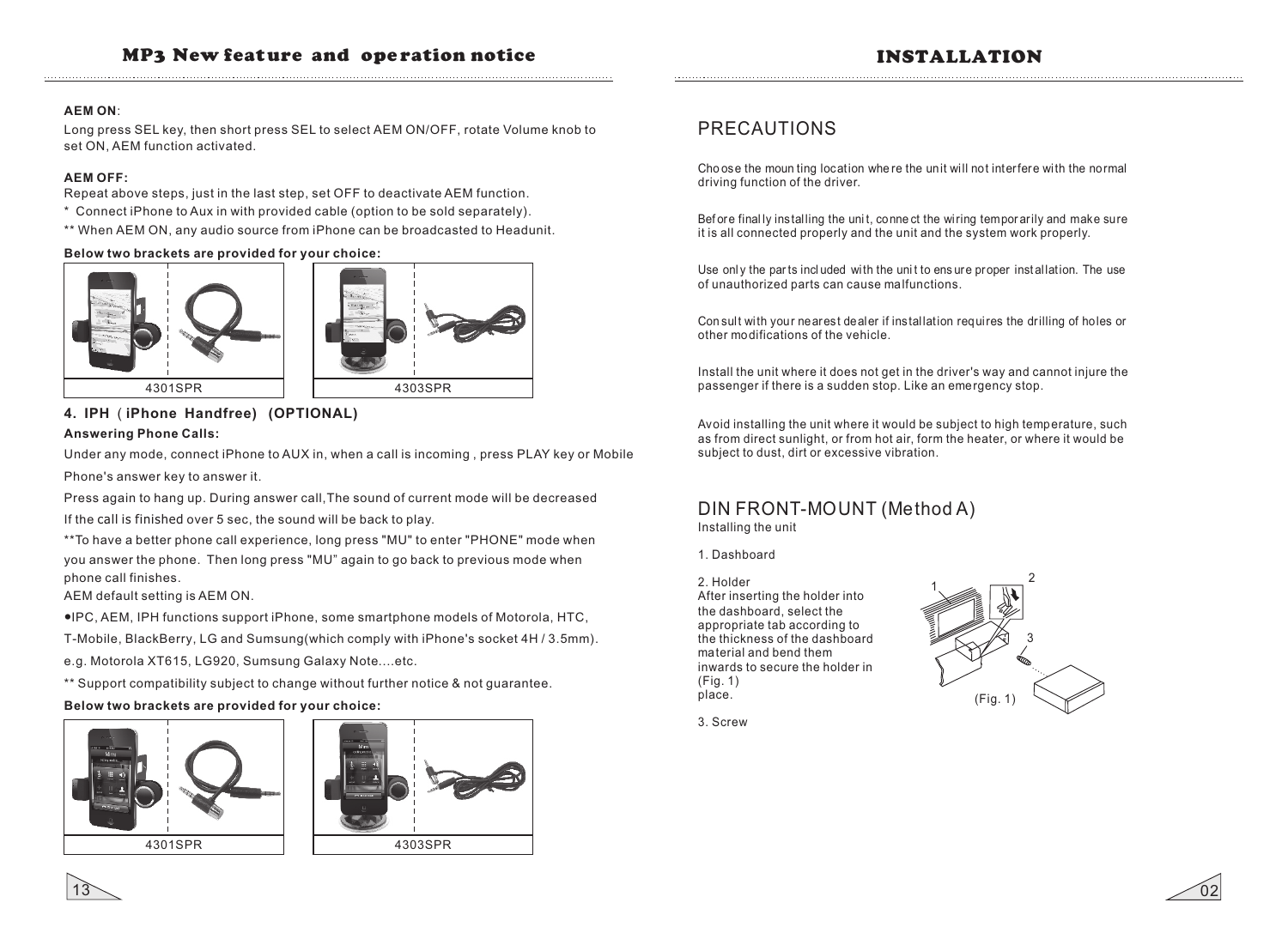## MP3 New feature and operation notice

**AEM ON**:

Long press SEL key, then short press SEL to select AEM ON/OFF, rotate Volume knob to set ON, AEM function activated.

**AEM OFF:**

Repeat above steps, just in the last step, set OFF to deactivate AEM function.

* Connect iPhone to Aux in with provided cable (option to be sold separately).

** When AEM ON, any audio source from iPhone can be broadcasted to Headunit.

**Below two brackets are provided for your choice:**

4301SPR

4303SPR

### 4. IPH ( iPhone Handfree) (OPTIONAL)

**Answering Phone Calls:**

Under any mode, connect iPhone to AUX in, when a call is incoming , press PLAY key or Mobile Phone's answer key to answer it.

Press again to hang up. During answer call,The sound of current mode will be decreased

If the call is finished over 5 sec, the sound will be back to play.

**To have a better phone call experience, long press "MU" to enter "PHONE" mode when you answer the phone. Then long press "MU" again to go back to previous mode when phone call finishes.

AEM default setting is AEM ON.

- IPC, AEM, IPH functions support iPhone, some smartphone models of Motorola, HTC, T-Mobile, BlackBerry, LG and Sumsung(which comply with iPhone's socket 4H / 3.5mm). e.g. Motorola XT615, LG920, Sumsung Galaxy Note....etc.

** Support compatibility subject to change without further notice & not guarantee.

**Below two brackets are provided for your choice:**

4301SPR

4303SPR

## INSTALLATION

### PRECAUTIONS

Choose the mounting location where the unit will not interfere with the normal driving function of the driver.

Before finally installing the unit, connect the wiring temporarily and make sure it is all connected properly and the unit and the system work properly.

Use only the parts included with the unit to ensure proper installation. The use of unauthorized parts can cause malfunctions.

Consult with your nearest dealer if installation requires the drilling of holes or other modifications of the vehicle.

Install the unit where it does not get in the driver's way and cannot injure the passenger if there is a sudden stop. Like an emergency stop.

Avoid installing the unit where it would be subject to high temperature, such as from direct sunlight, or from hot air, form the heater, or where it would be subject to dust, dirt or excessive vibration.

### DIN FRONT-MOUNT (Method A)

Installing the unit

1. Dashboard

2. Holder
After inserting the holder into the dashboard, select the appropriate tab according to the thickness of the dashboard material and bend them inwards to secure the holder in place.
(Fig. 1)

3. Screw

(Fig. 1)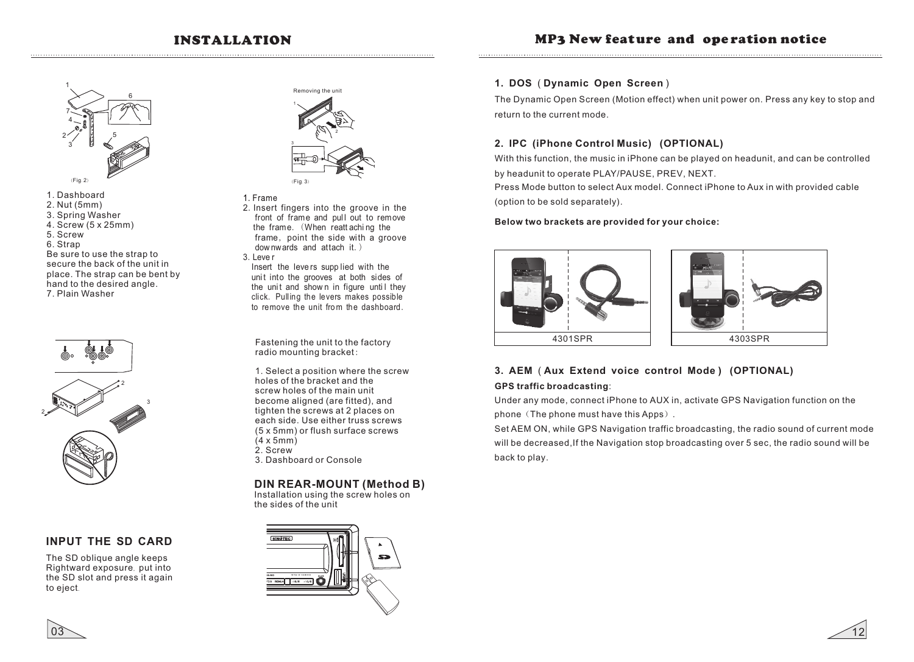# INSTALLATION

(Fig.2)

1. Dashboard
2. Nut (5mm)
3. Spring Washer
4. Screw (5 x 25mm)
5. Screw
6. Strap

Be sure to use the strap to secure the back of the unit in place. The strap can be bent by hand to the desired angle.

7. Plain Washer

Removing the unit

(Fig.3)

1. Frame
2. Insert fingers into the groove in the front of frame and pull out to remove the frame. (When reattaching the frame, point the side with a groove downwards and attach it.)
3. Lever
   Insert the levers supplied with the unit into the grooves at both sides of the unit and shown in figure until they click. Pulling the levers makes possible to remove the unit from the dashboard.

Fastening the unit to the factory radio mounting bracket:

1. Select a position where the screw holes of the bracket and the screw holes of the main unit become aligned (are fitted), and tighten the screws at 2 places on each side. Use either truss screws (5 x 5mm) or flush surface screws (4 x 5mm)
2. Screw
3. Dashboard or Console

## DIN REAR-MOUNT (Method B)

Installation using the screw holes on the sides of the unit

## INPUT THE SD CARD

The SD oblique angle keeps Rightward exposure. put into the SD slot and press it again to eject.

# MP3 New feature and operation notice

### 1. DOS ( Dynamic Open Screen )

The Dynamic Open Screen (Motion effect) when unit power on. Press any key to stop and return to the current mode.

### 2. IPC (iPhone Control Music) (OPTIONAL)

With this function, the music in iPhone can be played on headunit, and can be controlled by headunit to operate PLAY/PAUSE, PREV, NEXT.

Press Mode button to select Aux model. Connect iPhone to Aux in with provided cable (option to be sold separately).

**Below two brackets are provided for your choice:**

4301SPR

4303SPR

### 3. AEM ( Aux Extend voice control Mode ) (OPTIONAL)

**GPS traffic broadcasting**:

Under any mode, connect iPhone to AUX in, activate GPS Navigation function on the phone (The phone must have this Apps).

Set AEM ON, while GPS Navigation traffic broadcasting, the radio sound of current mode will be decreased,If the Navigation stop broadcasting over 5 sec, the radio sound will be back to play.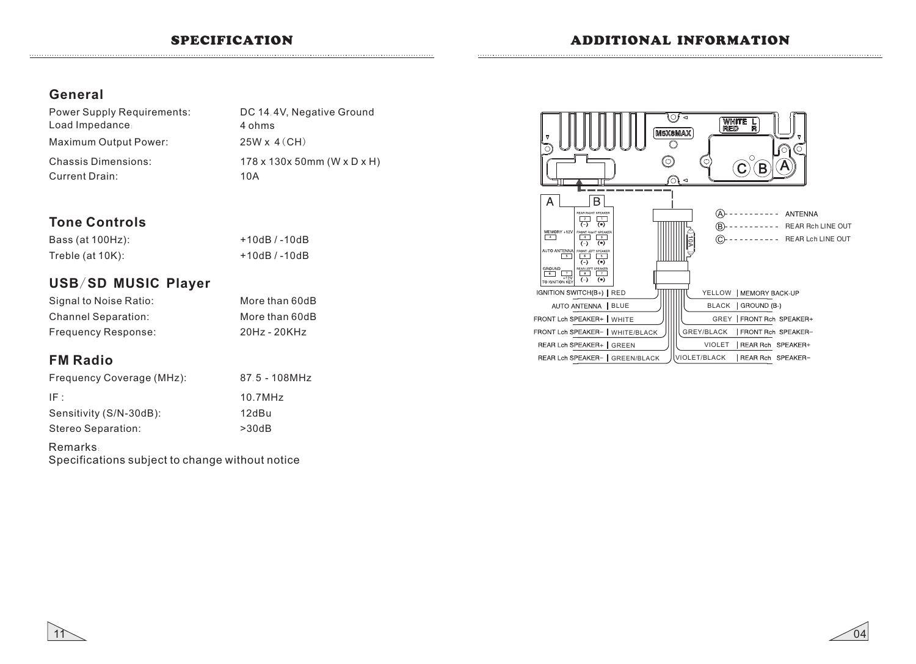# SPECIFICATION

## General

| | |
|---|---|
| Power Supply Requirements: | DC 14.4V, Negative Ground |
| Load Impedance: | 4 ohms |
| Maximum Output Power: | 25W x 4(CH) |
| Chassis Dimensions: | 178 x 130x 50mm (W x D x H) |
| Current Drain: | 10A |

## Tone Controls

| | |
|---|---|
| Bass (at 100Hz): | +10dB / -10dB |
| Treble (at 10K): | +10dB / -10dB |

## USB/SD MUSIC Player

| | |
|---|---|
| Signal to Noise Ratio: | More than 60dB |
| Channel Separation: | More than 60dB |
| Frequency Response: | 20Hz - 20KHz |

## FM Radio

| | |
|---|---|
| Frequency Coverage (MHz): | 87.5 - 108MHz |
| IF: | 10.7MHz |
| Sensitivity (S/N-30dB): | 12dBu |
| Stereo Separation: | >30dB |

Remarks:
Specifications subject to change without notice

# ADDITIONAL INFORMATION

WHITE L
RED R
M5X8MAX

A ANTENNA
B REAR Rch LINE OUT
C REAR Lch LINE OUT

A: MEMORY +12V (4), AUTO ANTENNA (5), GROUND (8), +12V TO IGNITION KEY (7)

B: REAR RIGHT SPEAKER (2 (-), 1 (+)), FRONT RIGHT SPEAKER (4 (-), 3 (+)), FRONT LEFT SPEAKER (6 (-), 5 (+)), REAR LEFT SPEAKER (8 (-), 7 (+))

10A

| Function | Wire color |
|---|---|
| IGNITION SWITCH(B+) | RED |
| AUTO ANTENNA | BLUE |
| FRONT Lch SPEAKER+ | WHITE |
| FRONT Lch SPEAKER− | WHITE/BLACK |
| REAR Lch SPEAKER+ | GREEN |
| REAR Lch SPEAKER− | GREEN/BLACK |

| Wire color | Function |
|---|---|
| YELLOW | MEMORY BACK-UP |
| BLACK | GROUND (B-) |
| GREY | FRONT Rch SPEAKER+ |
| GREY/BLACK | FRONT Rch SPEAKER− |
| VIOLET | REAR Rch SPEAKER+ |
| VIOLET/BLACK | REAR Rch SPEAKER− |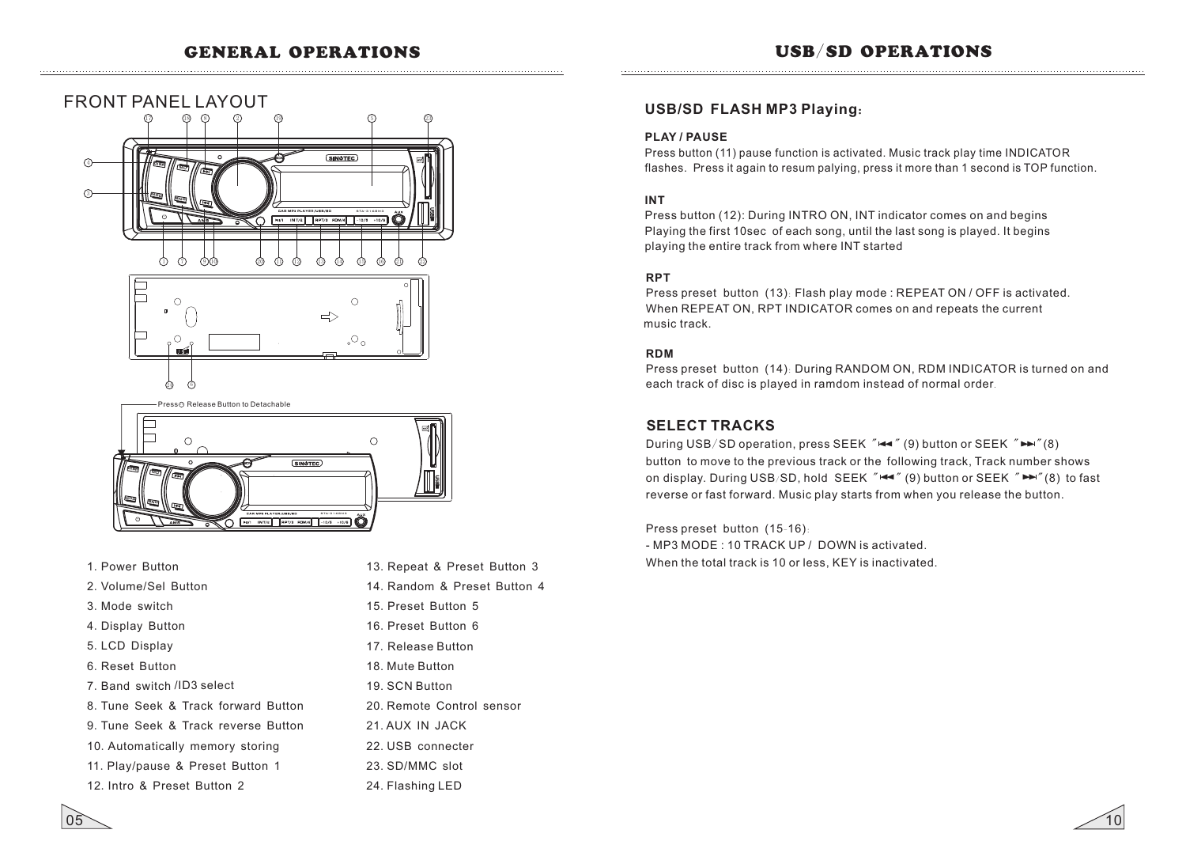# GENERAL OPERATIONS

## FRONT PANEL LAYOUT

Press Release Button to Detachable

1. Power Button
2. Volume/Sel Button
3. Mode switch
4. Display Button
5. LCD Display
6. Reset Button
7. Band switch /ID3 select
8. Tune Seek & Track forward Button
9. Tune Seek & Track reverse Button
10. Automatically memory storing
11. Play/pause & Preset Button 1
12. Intro & Preset Button 2
13. Repeat & Preset Button 3
14. Random & Preset Button 4
15. Preset Button 5
16. Preset Button 6
17. Release Button
18. Mute Button
19. SCN Button
20. Remote Control sensor
21. AUX IN JACK
22. USB connecter
23. SD/MMC slot
24. Flashing LED

# USB/SD OPERATIONS

## USB/SD FLASH MP3 Playing:

**PLAY / PAUSE**

Press button (11) pause function is activated. Music track play time INDICATOR flashes. Press it again to resum palying, press it more than 1 second is TOP function.

**INT**

Press button (12): During INTRO ON, INT indicator comes on and begins Playing the first 10sec of each song, until the last song is played. It begins playing the entire track from where INT started

**RPT**

Press preset button (13): Flash play mode : REPEAT ON / OFF is activated. When REPEAT ON, RPT INDICATOR comes on and repeats the current music track.

**RDM**

Press preset button (14): During RANDOM ON, RDM INDICATOR is turned on and each track of disc is played in ramdom instead of normal order.

## SELECT TRACKS

During USB/SD operation, press SEEK "⏮" (9) button or SEEK "⏭"(8) button to move to the previous track or the following track, Track number shows on display. During USB/SD, hold SEEK "⏮" (9) button or SEEK "⏭"(8) to fast reverse or fast forward. Music play starts from when you release the button.

Press preset button (15-16):
- MP3 MODE : 10 TRACK UP / DOWN is activated.
When the total track is 10 or less, KEY is inactivated.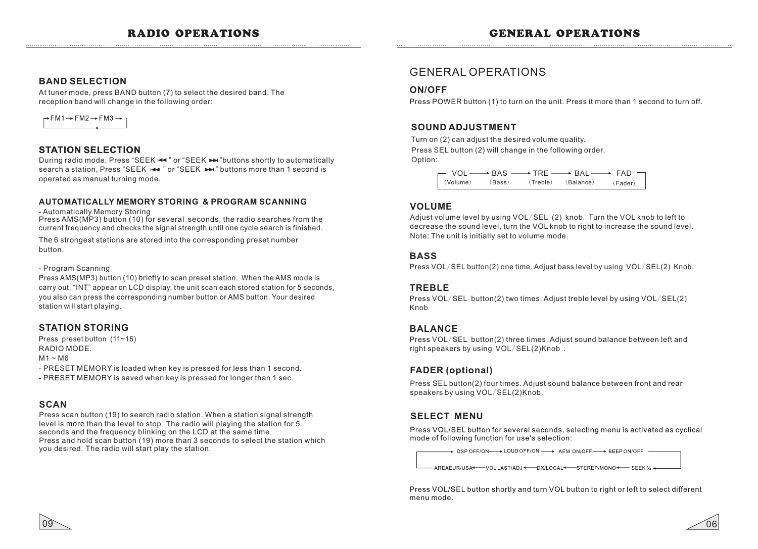# RADIO OPERATIONS

## BAND SELECTION

At tuner mode, press BAND button (7) to select the desired band. The reception band will change in the following order:

FM1 → FM2 → FM3 →

## STATION SELECTION

During radio mode, Press "SEEK ⏮" or "SEEK ⏭" buttons shortly to automatically search a station, Press "SEEK ⏮" or "SEEK ⏭" buttons more than 1 second is operated as manual turning mode.

## AUTOMATICALLY MEMORY STORING & PROGRAM SCANNING

- Automatically Memory Storing

Press AMS(MP3) button (10) for several seconds, the radio searches from the current frequency and checks the signal strength until one cycle search is finished.

The 6 strongest stations are stored into the corresponding preset number button.

- Program Scanning

Press AMS(MP3) button (10) briefly to scan preset station. When the AMS mode is carry out, "INT" appear on LCD display, the unit scan each stored station for 5 seconds, you also can press the corresponding number button or AMS button. Your desired station will start playing.

## STATION STORING

Press preset button (11~16)

RADIO MODE.

M1 ~ M6

- PRESET MEMORY is loaded when key is pressed for less than 1 second.
- PRESET MEMORY is saved when key is pressed for longer than 1 sec.

## SCAN

Press scan button (19) to search radio station. When a station signal strength level is more than the level to stop. The radio will playing the station for 5 seconds and the frequency blinking on the LCD at the same time.

Press and hold scan button (19) more than 3 seconds to select the station which you desired. The radio will start play the station.

# GENERAL OPERATIONS

## GENERAL OPERATIONS

### ON/OFF

Press POWER button (1) to turn on the unit. Press it more than 1 second to turn off.

### SOUND ADJUSTMENT

Turn on (2) can adjust the desired volume quality.

Press SEL button (2) will change in the following order.

Option:

VOL (Volume) → BAS (Bass) → TRE (Treble) → BAL (Balance) → FAD (Fader)

### VOLUME

Adjust volume level by using VOL/SEL (2) knob. Turn the VOL knob to left to decrease the sound level, turn the VOL knob to right to increase the sound level.

Note: The unit is initially set to volume mode.

### BASS

Press VOL/SEL button(2) one time. Adjust bass level by using VOL/SEL(2) Knob.

### TREBLE

Press VOL/SEL button(2) two times. Adjust treble level by using VOL/SEL(2) Knob

### BALANCE

Press VOL/SEL button(2) three times. Adjust sound balance between left and right speakers by using VOL/SEL(2)Knob .

### FADER (optional)

Press SEL button(2) four times. Adjust sound balance between front and rear speakers by using VOL/SEL(2)Knob.

### SELECT MENU

Press VOL/SEL button for several seconds, selecting menu is activated as cyclical mode of following function for use's selection:

DSP OFF/ON → LOUD OFF/ON → AEM ON/OFF → BEEP ON/OFF → SEEK ½ → STEREP/MONO → DX/LOCAL → VOL LAST/ADJ → AREAEUR/USA →

Press VOL/SEL button shortly and turn VOL button to right or left to select different menu mode.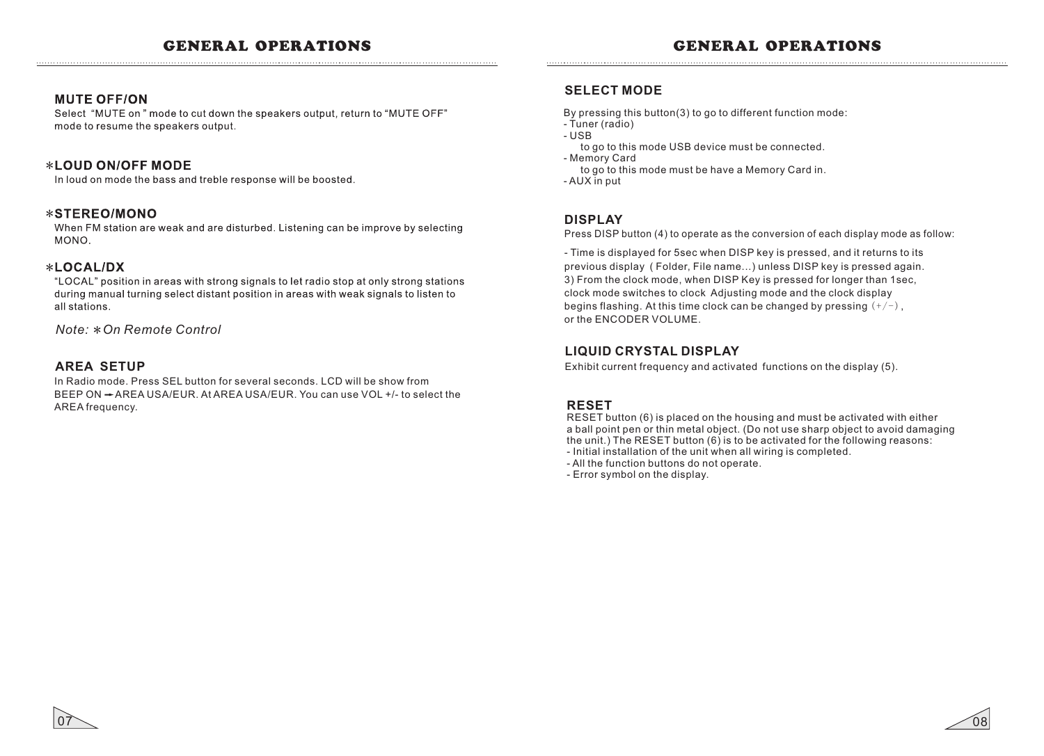# GENERAL OPERATIONS

## MUTE OFF/ON

Select "MUTE on " mode to cut down the speakers output, return to "MUTE OFF" mode to resume the speakers output.

## *LOUD ON/OFF MODE

In loud on mode the bass and treble response will be boosted.

## *STEREO/MONO

When FM station are weak and are disturbed. Listening can be improve by selecting MONO.

## *LOCAL/DX

"LOCAL" position in areas with strong signals to let radio stop at only strong stations during manual turning select distant position in areas with weak signals to listen to all stations.

*Note: *On Remote Control*

## AREA SETUP

In Radio mode. Press SEL button for several seconds. LCD will be show from BEEP ON → AREA USA/EUR. At AREA USA/EUR. You can use VOL +/- to select the AREA frequency.

# GENERAL OPERATIONS

## SELECT MODE

By pressing this button(3) to go to different function mode:
- Tuner (radio)
- USB
  to go to this mode USB device must be connected.
- Memory Card
  to go to this mode must be have a Memory Card in.
- AUX in put

## DISPLAY

Press DISP button (4) to operate as the conversion of each display mode as follow:

- Time is displayed for 5sec when DISP key is pressed, and it returns to its previous display ( Folder, File name...) unless DISP key is pressed again.

3) From the clock mode, when DISP Key is pressed for longer than 1sec, clock mode switches to clock Adjusting mode and the clock display begins flashing. At this time clock can be changed by pressing (+/-), or the ENCODER VOLUME.

## LIQUID CRYSTAL DISPLAY

Exhibit current frequency and activated functions on the display (5).

## RESET

RESET button (6) is placed on the housing and must be activated with either a ball point pen or thin metal object. (Do not use sharp object to avoid damaging the unit.) The RESET button (6) is to be activated for the following reasons:
- Initial installation of the unit when all wiring is completed.
- All the function buttons do not operate.
- Error symbol on the display.